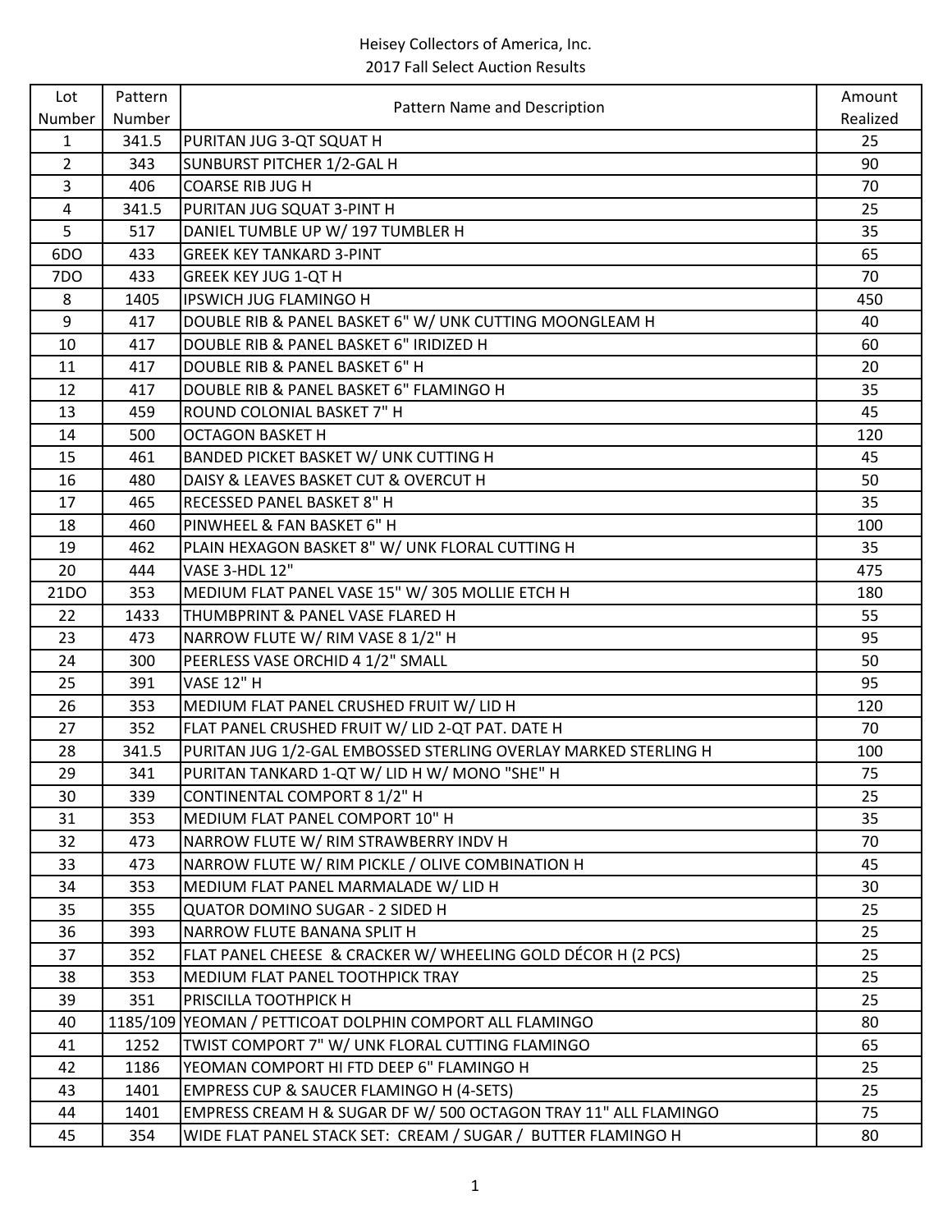Heisey Collectors of America, Inc.
2017 Fall Select Auction Results

| Lot Number | Pattern Number | Pattern Name and Description | Amount Realized |
|---|---|---|---|
| 1 | 341.5 | PURITAN JUG 3-QT SQUAT H | 25 |
| 2 | 343 | SUNBURST PITCHER 1/2-GAL H | 90 |
| 3 | 406 | COARSE RIB JUG H | 70 |
| 4 | 341.5 | PURITAN JUG SQUAT 3-PINT H | 25 |
| 5 | 517 | DANIEL TUMBLE UP W/ 197 TUMBLER H | 35 |
| 6DO | 433 | GREEK KEY TANKARD 3-PINT | 65 |
| 7DO | 433 | GREEK KEY JUG 1-QT H | 70 |
| 8 | 1405 | IPSWICH JUG FLAMINGO H | 450 |
| 9 | 417 | DOUBLE RIB & PANEL BASKET 6" W/ UNK CUTTING MOONGLEAM H | 40 |
| 10 | 417 | DOUBLE RIB & PANEL BASKET 6" IRIDIZED H | 60 |
| 11 | 417 | DOUBLE RIB & PANEL BASKET 6" H | 20 |
| 12 | 417 | DOUBLE RIB & PANEL BASKET 6" FLAMINGO H | 35 |
| 13 | 459 | ROUND COLONIAL BASKET 7" H | 45 |
| 14 | 500 | OCTAGON BASKET H | 120 |
| 15 | 461 | BANDED PICKET BASKET W/ UNK CUTTING H | 45 |
| 16 | 480 | DAISY & LEAVES BASKET CUT & OVERCUT H | 50 |
| 17 | 465 | RECESSED PANEL BASKET 8" H | 35 |
| 18 | 460 | PINWHEEL & FAN BASKET 6" H | 100 |
| 19 | 462 | PLAIN HEXAGON BASKET 8" W/ UNK FLORAL CUTTING H | 35 |
| 20 | 444 | VASE 3-HDL 12" | 475 |
| 21DO | 353 | MEDIUM FLAT PANEL VASE 15" W/ 305 MOLLIE ETCH H | 180 |
| 22 | 1433 | THUMBPRINT & PANEL VASE FLARED H | 55 |
| 23 | 473 | NARROW FLUTE W/ RIM VASE 8 1/2" H | 95 |
| 24 | 300 | PEERLESS VASE ORCHID 4 1/2" SMALL | 50 |
| 25 | 391 | VASE 12" H | 95 |
| 26 | 353 | MEDIUM FLAT PANEL CRUSHED FRUIT W/ LID H | 120 |
| 27 | 352 | FLAT PANEL CRUSHED FRUIT W/ LID 2-QT PAT. DATE H | 70 |
| 28 | 341.5 | PURITAN JUG 1/2-GAL EMBOSSED STERLING OVERLAY MARKED STERLING H | 100 |
| 29 | 341 | PURITAN TANKARD 1-QT W/ LID H W/ MONO "SHE" H | 75 |
| 30 | 339 | CONTINENTAL COMPORT 8 1/2" H | 25 |
| 31 | 353 | MEDIUM FLAT PANEL COMPORT 10" H | 35 |
| 32 | 473 | NARROW FLUTE W/ RIM STRAWBERRY INDV H | 70 |
| 33 | 473 | NARROW FLUTE W/ RIM PICKLE / OLIVE COMBINATION H | 45 |
| 34 | 353 | MEDIUM FLAT PANEL MARMALADE W/ LID H | 30 |
| 35 | 355 | QUATOR DOMINO SUGAR - 2 SIDED H | 25 |
| 36 | 393 | NARROW FLUTE BANANA SPLIT H | 25 |
| 37 | 352 | FLAT PANEL CHEESE & CRACKER W/ WHEELING GOLD DÉCOR H (2 PCS) | 25 |
| 38 | 353 | MEDIUM FLAT PANEL TOOTHPICK TRAY | 25 |
| 39 | 351 | PRISCILLA TOOTHPICK H | 25 |
| 40 | 1185/109 | YEOMAN / PETTICOAT DOLPHIN COMPORT ALL FLAMINGO | 80 |
| 41 | 1252 | TWIST COMPORT 7" W/ UNK FLORAL CUTTING FLAMINGO | 65 |
| 42 | 1186 | YEOMAN COMPORT HI FTD DEEP 6" FLAMINGO H | 25 |
| 43 | 1401 | EMPRESS CUP & SAUCER FLAMINGO H (4-SETS) | 25 |
| 44 | 1401 | EMPRESS CREAM H & SUGAR DF W/ 500 OCTAGON TRAY 11" ALL FLAMINGO | 75 |
| 45 | 354 | WIDE FLAT PANEL STACK SET: CREAM / SUGAR / BUTTER FLAMINGO H | 80 |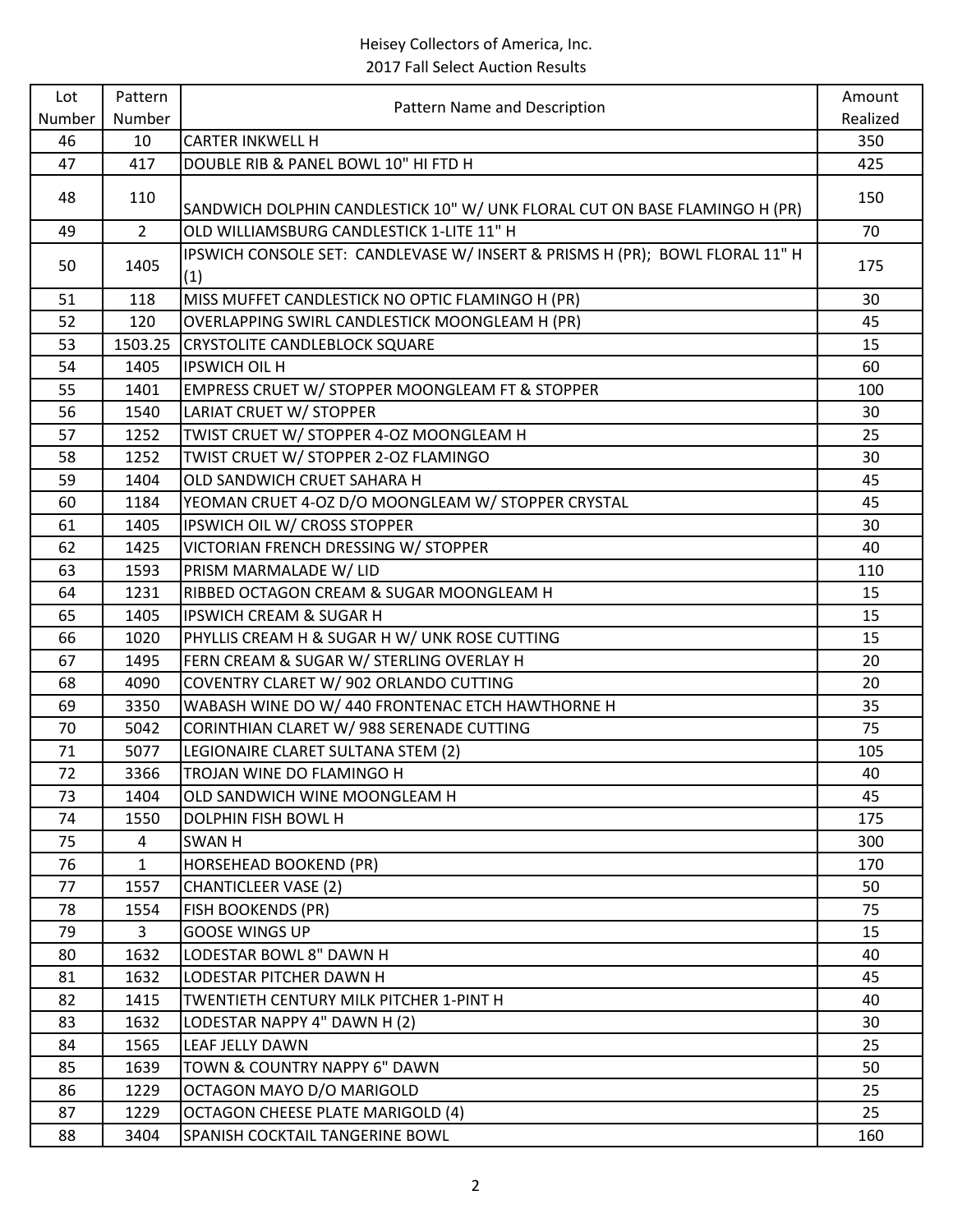Heisey Collectors of America, Inc.
2017 Fall Select Auction Results

| Lot Number | Pattern Number | Pattern Name and Description | Amount Realized |
|---|---|---|---|
| 46 | 10 | CARTER INKWELL H | 350 |
| 47 | 417 | DOUBLE RIB & PANEL BOWL 10" HI FTD H | 425 |
| 48 | 110 | SANDWICH DOLPHIN CANDLESTICK 10" W/ UNK FLORAL CUT ON BASE FLAMINGO H (PR) | 150 |
| 49 | 2 | OLD WILLIAMSBURG CANDLESTICK 1-LITE 11" H | 70 |
| 50 | 1405 | IPSWICH CONSOLE SET: CANDLEVASE W/ INSERT & PRISMS H (PR); BOWL FLORAL 11" H (1) | 175 |
| 51 | 118 | MISS MUFFET CANDLESTICK NO OPTIC FLAMINGO H (PR) | 30 |
| 52 | 120 | OVERLAPPING SWIRL CANDLESTICK MOONGLEAM H (PR) | 45 |
| 53 | 1503.25 | CRYSTOLITE CANDLEBLOCK SQUARE | 15 |
| 54 | 1405 | IPSWICH OIL H | 60 |
| 55 | 1401 | EMPRESS CRUET W/ STOPPER MOONGLEAM FT & STOPPER | 100 |
| 56 | 1540 | LARIAT CRUET W/ STOPPER | 30 |
| 57 | 1252 | TWIST CRUET W/ STOPPER 4-OZ MOONGLEAM H | 25 |
| 58 | 1252 | TWIST CRUET W/ STOPPER 2-OZ FLAMINGO | 30 |
| 59 | 1404 | OLD SANDWICH CRUET SAHARA H | 45 |
| 60 | 1184 | YEOMAN CRUET 4-OZ D/O MOONGLEAM W/ STOPPER CRYSTAL | 45 |
| 61 | 1405 | IPSWICH OIL W/ CROSS STOPPER | 30 |
| 62 | 1425 | VICTORIAN FRENCH DRESSING W/ STOPPER | 40 |
| 63 | 1593 | PRISM MARMALADE W/ LID | 110 |
| 64 | 1231 | RIBBED OCTAGON CREAM & SUGAR MOONGLEAM H | 15 |
| 65 | 1405 | IPSWICH CREAM & SUGAR H | 15 |
| 66 | 1020 | PHYLLIS CREAM H & SUGAR H W/ UNK ROSE CUTTING | 15 |
| 67 | 1495 | FERN CREAM & SUGAR W/ STERLING OVERLAY H | 20 |
| 68 | 4090 | COVENTRY CLARET W/ 902 ORLANDO CUTTING | 20 |
| 69 | 3350 | WABASH WINE DO W/ 440 FRONTENAC ETCH HAWTHORNE H | 35 |
| 70 | 5042 | CORINTHIAN CLARET W/ 988 SERENADE CUTTING | 75 |
| 71 | 5077 | LEGIONAIRE CLARET SULTANA STEM (2) | 105 |
| 72 | 3366 | TROJAN WINE DO FLAMINGO H | 40 |
| 73 | 1404 | OLD SANDWICH WINE MOONGLEAM H | 45 |
| 74 | 1550 | DOLPHIN FISH BOWL H | 175 |
| 75 | 4 | SWAN H | 300 |
| 76 | 1 | HORSEHEAD BOOKEND (PR) | 170 |
| 77 | 1557 | CHANTICLEER VASE (2) | 50 |
| 78 | 1554 | FISH BOOKENDS (PR) | 75 |
| 79 | 3 | GOOSE WINGS UP | 15 |
| 80 | 1632 | LODESTAR BOWL 8" DAWN H | 40 |
| 81 | 1632 | LODESTAR PITCHER DAWN H | 45 |
| 82 | 1415 | TWENTIETH CENTURY MILK PITCHER 1-PINT H | 40 |
| 83 | 1632 | LODESTAR NAPPY 4" DAWN H (2) | 30 |
| 84 | 1565 | LEAF JELLY DAWN | 25 |
| 85 | 1639 | TOWN & COUNTRY NAPPY 6" DAWN | 50 |
| 86 | 1229 | OCTAGON MAYO D/O MARIGOLD | 25 |
| 87 | 1229 | OCTAGON CHEESE PLATE MARIGOLD (4) | 25 |
| 88 | 3404 | SPANISH COCKTAIL TANGERINE BOWL | 160 |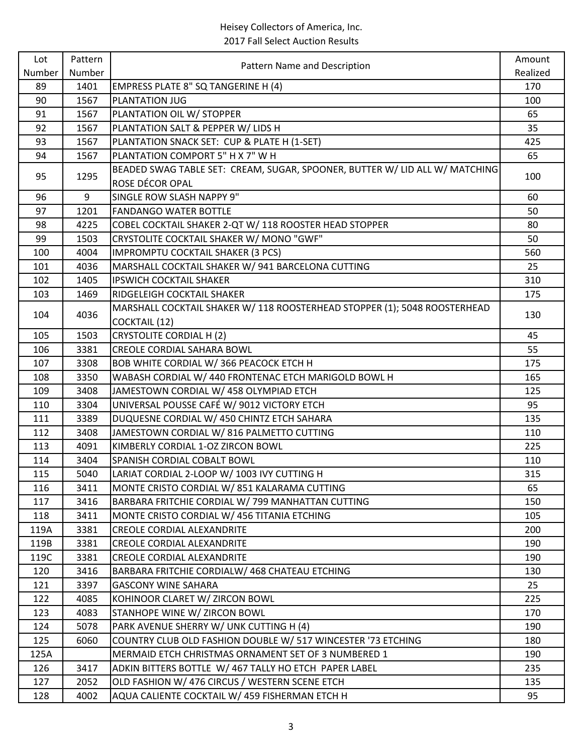Heisey Collectors of America, Inc.
2017 Fall Select Auction Results

| Lot Number | Pattern Number | Pattern Name and Description | Amount Realized |
|---|---|---|---|
| 89 | 1401 | EMPRESS PLATE 8" SQ TANGERINE H (4) | 170 |
| 90 | 1567 | PLANTATION JUG | 100 |
| 91 | 1567 | PLANTATION OIL W/ STOPPER | 65 |
| 92 | 1567 | PLANTATION SALT & PEPPER W/ LIDS H | 35 |
| 93 | 1567 | PLANTATION SNACK SET: CUP & PLATE H (1-SET) | 425 |
| 94 | 1567 | PLANTATION COMPORT 5" H X 7" W H | 65 |
| 95 | 1295 | BEADED SWAG TABLE SET: CREAM, SUGAR, SPOONER, BUTTER W/ LID ALL W/ MATCHING ROSE DÉCOR OPAL | 100 |
| 96 | 9 | SINGLE ROW SLASH NAPPY 9" | 60 |
| 97 | 1201 | FANDANGO WATER BOTTLE | 50 |
| 98 | 4225 | COBEL COCKTAIL SHAKER 2-QT W/ 118 ROOSTER HEAD STOPPER | 80 |
| 99 | 1503 | CRYSTOLITE COCKTAIL SHAKER W/ MONO "GWF" | 50 |
| 100 | 4004 | IMPROMPTU COCKTAIL SHAKER (3 PCS) | 560 |
| 101 | 4036 | MARSHALL COCKTAIL SHAKER W/ 941 BARCELONA CUTTING | 25 |
| 102 | 1405 | IPSWICH COCKTAIL SHAKER | 310 |
| 103 | 1469 | RIDGELEIGH COCKTAIL SHAKER | 175 |
| 104 | 4036 | MARSHALL COCKTAIL SHAKER W/ 118 ROOSTERHEAD STOPPER (1); 5048 ROOSTERHEAD COCKTAIL (12) | 130 |
| 105 | 1503 | CRYSTOLITE CORDIAL H (2) | 45 |
| 106 | 3381 | CREOLE CORDIAL SAHARA BOWL | 55 |
| 107 | 3308 | BOB WHITE CORDIAL W/ 366 PEACOCK ETCH H | 175 |
| 108 | 3350 | WABASH CORDIAL W/ 440 FRONTENAC ETCH MARIGOLD BOWL H | 165 |
| 109 | 3408 | JAMESTOWN CORDIAL W/ 458 OLYMPIAD ETCH | 125 |
| 110 | 3304 | UNIVERSAL POUSSE CAFÉ W/ 9012 VICTORY ETCH | 95 |
| 111 | 3389 | DUQUESNE CORDIAL W/ 450 CHINTZ ETCH SAHARA | 135 |
| 112 | 3408 | JAMESTOWN CORDIAL W/ 816 PALMETTO CUTTING | 110 |
| 113 | 4091 | KIMBERLY CORDIAL 1-OZ ZIRCON BOWL | 225 |
| 114 | 3404 | SPANISH CORDIAL COBALT BOWL | 110 |
| 115 | 5040 | LARIAT CORDIAL 2-LOOP W/ 1003 IVY CUTTING H | 315 |
| 116 | 3411 | MONTE CRISTO CORDIAL W/ 851 KALARAMA CUTTING | 65 |
| 117 | 3416 | BARBARA FRITCHIE CORDIAL W/ 799 MANHATTAN CUTTING | 150 |
| 118 | 3411 | MONTE CRISTO CORDIAL W/ 456 TITANIA ETCHING | 105 |
| 119A | 3381 | CREOLE CORDIAL ALEXANDRITE | 200 |
| 119B | 3381 | CREOLE CORDIAL ALEXANDRITE | 190 |
| 119C | 3381 | CREOLE CORDIAL ALEXANDRITE | 190 |
| 120 | 3416 | BARBARA FRITCHIE CORDIALW/ 468 CHATEAU ETCHING | 130 |
| 121 | 3397 | GASCONY WINE SAHARA | 25 |
| 122 | 4085 | KOHINOOR CLARET W/ ZIRCON BOWL | 225 |
| 123 | 4083 | STANHOPE WINE W/ ZIRCON BOWL | 170 |
| 124 | 5078 | PARK AVENUE SHERRY W/ UNK CUTTING H (4) | 190 |
| 125 | 6060 | COUNTRY CLUB OLD FASHION DOUBLE W/ 517 WINCESTER '73 ETCHING | 180 |
| 125A | | MERMAID ETCH CHRISTMAS ORNAMENT SET OF 3 NUMBERED 1 | 190 |
| 126 | 3417 | ADKIN BITTERS BOTTLE W/ 467 TALLY HO ETCH PAPER LABEL | 235 |
| 127 | 2052 | OLD FASHION W/ 476 CIRCUS / WESTERN SCENE ETCH | 135 |
| 128 | 4002 | AQUA CALIENTE COCKTAIL W/ 459 FISHERMAN ETCH H | 95 |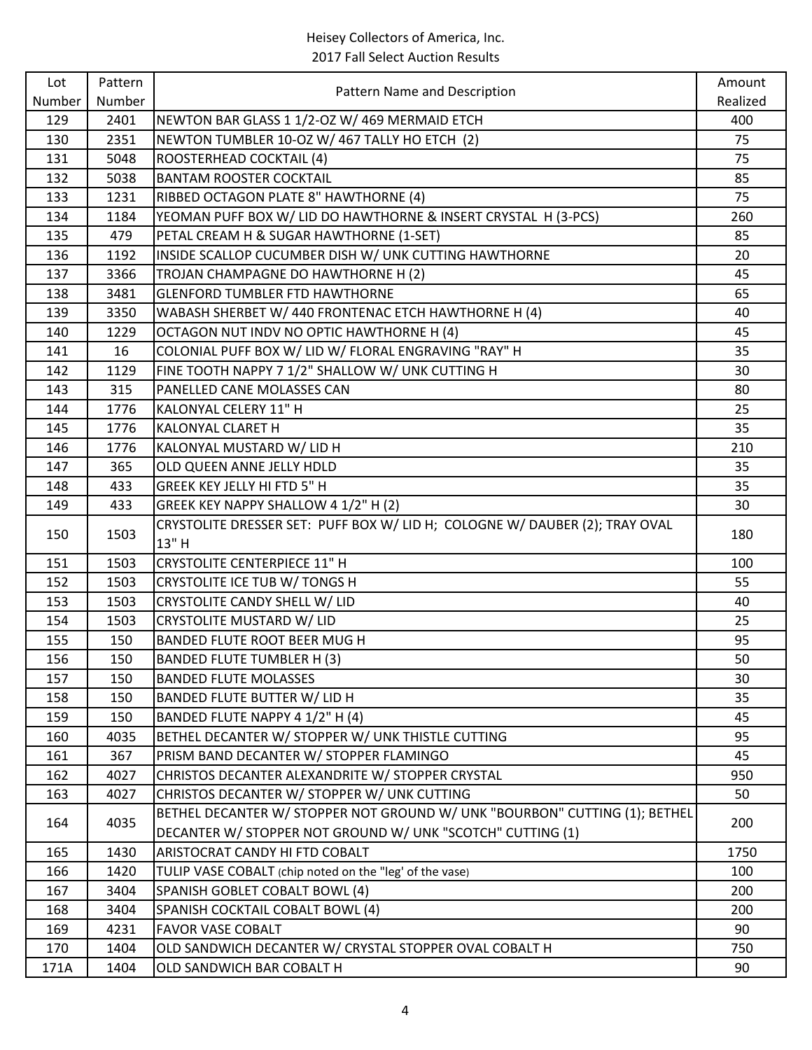Heisey Collectors of America, Inc.
2017 Fall Select Auction Results

| Lot Number | Pattern Number | Pattern Name and Description | Amount Realized |
|---|---|---|---|
| 129 | 2401 | NEWTON BAR GLASS 1 1/2-OZ W/ 469 MERMAID ETCH | 400 |
| 130 | 2351 | NEWTON TUMBLER 10-OZ W/ 467 TALLY HO ETCH (2) | 75 |
| 131 | 5048 | ROOSTERHEAD COCKTAIL (4) | 75 |
| 132 | 5038 | BANTAM ROOSTER COCKTAIL | 85 |
| 133 | 1231 | RIBBED OCTAGON PLATE 8" HAWTHORNE (4) | 75 |
| 134 | 1184 | YEOMAN PUFF BOX W/ LID DO HAWTHORNE & INSERT CRYSTAL H (3-PCS) | 260 |
| 135 | 479 | PETAL CREAM H & SUGAR HAWTHORNE (1-SET) | 85 |
| 136 | 1192 | INSIDE SCALLOP CUCUMBER DISH W/ UNK CUTTING HAWTHORNE | 20 |
| 137 | 3366 | TROJAN CHAMPAGNE DO HAWTHORNE H (2) | 45 |
| 138 | 3481 | GLENFORD TUMBLER FTD HAWTHORNE | 65 |
| 139 | 3350 | WABASH SHERBET W/ 440 FRONTENAC ETCH HAWTHORNE H (4) | 40 |
| 140 | 1229 | OCTAGON NUT INDV NO OPTIC HAWTHORNE H (4) | 45 |
| 141 | 16 | COLONIAL PUFF BOX W/ LID W/ FLORAL ENGRAVING "RAY" H | 35 |
| 142 | 1129 | FINE TOOTH NAPPY 7 1/2" SHALLOW W/ UNK CUTTING H | 30 |
| 143 | 315 | PANELLED CANE MOLASSES CAN | 80 |
| 144 | 1776 | KALONYAL CELERY 11" H | 25 |
| 145 | 1776 | KALONYAL CLARET H | 35 |
| 146 | 1776 | KALONYAL MUSTARD W/ LID H | 210 |
| 147 | 365 | OLD QUEEN ANNE JELLY HDLD | 35 |
| 148 | 433 | GREEK KEY JELLY HI FTD 5" H | 35 |
| 149 | 433 | GREEK KEY NAPPY SHALLOW 4 1/2" H (2) | 30 |
| 150 | 1503 | CRYSTOLITE DRESSER SET: PUFF BOX W/ LID H; COLOGNE W/ DAUBER (2); TRAY OVAL 13" H | 180 |
| 151 | 1503 | CRYSTOLITE CENTERPIECE 11" H | 100 |
| 152 | 1503 | CRYSTOLITE ICE TUB W/ TONGS H | 55 |
| 153 | 1503 | CRYSTOLITE CANDY SHELL W/ LID | 40 |
| 154 | 1503 | CRYSTOLITE MUSTARD W/ LID | 25 |
| 155 | 150 | BANDED FLUTE ROOT BEER MUG H | 95 |
| 156 | 150 | BANDED FLUTE TUMBLER H (3) | 50 |
| 157 | 150 | BANDED FLUTE MOLASSES | 30 |
| 158 | 150 | BANDED FLUTE BUTTER W/ LID H | 35 |
| 159 | 150 | BANDED FLUTE NAPPY 4 1/2" H (4) | 45 |
| 160 | 4035 | BETHEL DECANTER W/ STOPPER W/ UNK THISTLE CUTTING | 95 |
| 161 | 367 | PRISM BAND DECANTER W/ STOPPER FLAMINGO | 45 |
| 162 | 4027 | CHRISTOS DECANTER ALEXANDRITE W/ STOPPER CRYSTAL | 950 |
| 163 | 4027 | CHRISTOS DECANTER W/ STOPPER W/ UNK CUTTING | 50 |
| 164 | 4035 | BETHEL DECANTER W/ STOPPER NOT GROUND W/ UNK "BOURBON" CUTTING (1); BETHEL DECANTER W/ STOPPER NOT GROUND W/ UNK "SCOTCH" CUTTING (1) | 200 |
| 165 | 1430 | ARISTOCRAT CANDY HI FTD COBALT | 1750 |
| 166 | 1420 | TULIP VASE COBALT (chip noted on the "leg' of the vase) | 100 |
| 167 | 3404 | SPANISH GOBLET COBALT BOWL (4) | 200 |
| 168 | 3404 | SPANISH COCKTAIL COBALT BOWL (4) | 200 |
| 169 | 4231 | FAVOR VASE COBALT | 90 |
| 170 | 1404 | OLD SANDWICH DECANTER W/ CRYSTAL STOPPER OVAL COBALT H | 750 |
| 171A | 1404 | OLD SANDWICH BAR COBALT H | 90 |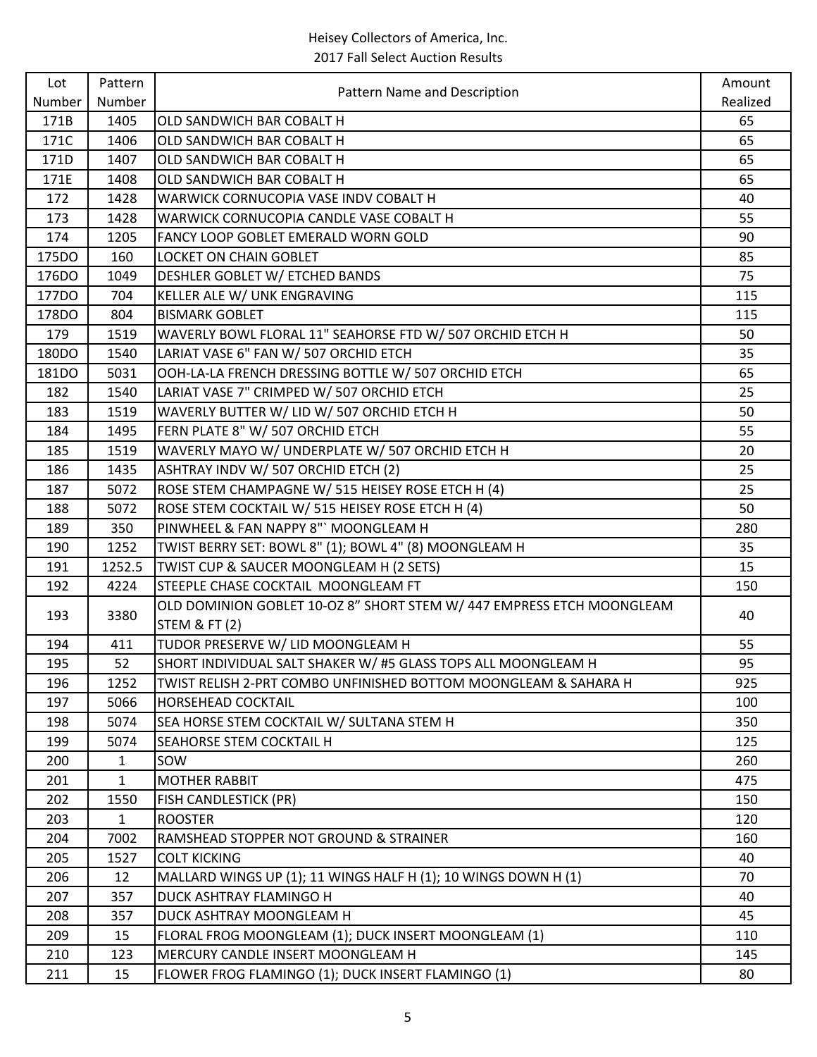Heisey Collectors of America, Inc.
2017 Fall Select Auction Results

| Lot Number | Pattern Number | Pattern Name and Description | Amount Realized |
|---|---|---|---|
| 171B | 1405 | OLD SANDWICH BAR COBALT H | 65 |
| 171C | 1406 | OLD SANDWICH BAR COBALT H | 65 |
| 171D | 1407 | OLD SANDWICH BAR COBALT H | 65 |
| 171E | 1408 | OLD SANDWICH BAR COBALT H | 65 |
| 172 | 1428 | WARWICK CORNUCOPIA VASE INDV COBALT H | 40 |
| 173 | 1428 | WARWICK CORNUCOPIA CANDLE VASE COBALT H | 55 |
| 174 | 1205 | FANCY LOOP GOBLET EMERALD WORN GOLD | 90 |
| 175DO | 160 | LOCKET ON CHAIN GOBLET | 85 |
| 176DO | 1049 | DESHLER GOBLET W/ ETCHED BANDS | 75 |
| 177DO | 704 | KELLER ALE W/ UNK ENGRAVING | 115 |
| 178DO | 804 | BISMARK GOBLET | 115 |
| 179 | 1519 | WAVERLY BOWL FLORAL 11" SEAHORSE FTD W/ 507 ORCHID ETCH H | 50 |
| 180DO | 1540 | LARIAT VASE 6" FAN W/ 507 ORCHID ETCH | 35 |
| 181DO | 5031 | OOH-LA-LA FRENCH DRESSING BOTTLE W/ 507 ORCHID ETCH | 65 |
| 182 | 1540 | LARIAT VASE 7" CRIMPED W/ 507 ORCHID ETCH | 25 |
| 183 | 1519 | WAVERLY BUTTER W/ LID W/ 507 ORCHID ETCH H | 50 |
| 184 | 1495 | FERN PLATE 8" W/ 507 ORCHID ETCH | 55 |
| 185 | 1519 | WAVERLY MAYO W/ UNDERPLATE W/ 507 ORCHID ETCH H | 20 |
| 186 | 1435 | ASHTRAY INDV W/ 507 ORCHID ETCH (2) | 25 |
| 187 | 5072 | ROSE STEM CHAMPAGNE W/ 515 HEISEY ROSE ETCH H (4) | 25 |
| 188 | 5072 | ROSE STEM COCKTAIL W/ 515 HEISEY ROSE ETCH H (4) | 50 |
| 189 | 350 | PINWHEEL & FAN NAPPY 8"` MOONGLEAM H | 280 |
| 190 | 1252 | TWIST BERRY SET: BOWL 8" (1); BOWL 4" (8) MOONGLEAM H | 35 |
| 191 | 1252.5 | TWIST CUP & SAUCER MOONGLEAM H (2 SETS) | 15 |
| 192 | 4224 | STEEPLE CHASE COCKTAIL MOONGLEAM FT | 150 |
| 193 | 3380 | OLD DOMINION GOBLET 10-OZ 8" SHORT STEM W/ 447 EMPRESS ETCH MOONGLEAM STEM & FT (2) | 40 |
| 194 | 411 | TUDOR PRESERVE W/ LID MOONGLEAM H | 55 |
| 195 | 52 | SHORT INDIVIDUAL SALT SHAKER W/ #5 GLASS TOPS ALL MOONGLEAM H | 95 |
| 196 | 1252 | TWIST RELISH 2-PRT COMBO UNFINISHED BOTTOM MOONGLEAM & SAHARA H | 925 |
| 197 | 5066 | HORSEHEAD COCKTAIL | 100 |
| 198 | 5074 | SEA HORSE STEM COCKTAIL W/ SULTANA STEM H | 350 |
| 199 | 5074 | SEAHORSE STEM COCKTAIL H | 125 |
| 200 | 1 | SOW | 260 |
| 201 | 1 | MOTHER RABBIT | 475 |
| 202 | 1550 | FISH CANDLESTICK (PR) | 150 |
| 203 | 1 | ROOSTER | 120 |
| 204 | 7002 | RAMSHEAD STOPPER NOT GROUND & STRAINER | 160 |
| 205 | 1527 | COLT KICKING | 40 |
| 206 | 12 | MALLARD WINGS UP (1); 11 WINGS HALF H (1); 10 WINGS DOWN H (1) | 70 |
| 207 | 357 | DUCK ASHTRAY FLAMINGO H | 40 |
| 208 | 357 | DUCK ASHTRAY MOONGLEAM H | 45 |
| 209 | 15 | FLORAL FROG MOONGLEAM (1); DUCK INSERT MOONGLEAM (1) | 110 |
| 210 | 123 | MERCURY CANDLE INSERT MOONGLEAM H | 145 |
| 211 | 15 | FLOWER FROG FLAMINGO (1); DUCK INSERT FLAMINGO (1) | 80 |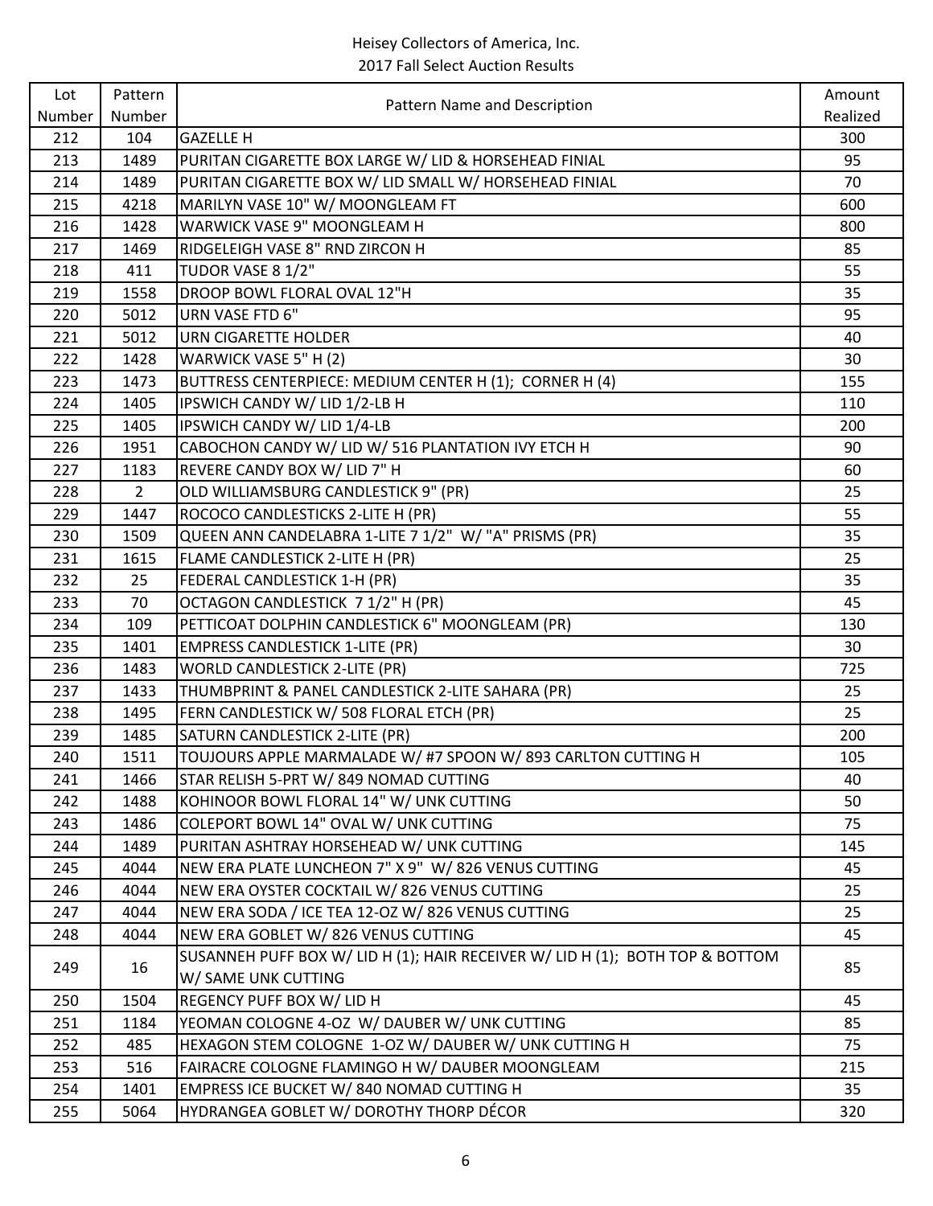Heisey Collectors of America, Inc.
2017 Fall Select Auction Results

| Lot Number | Pattern Number | Pattern Name and Description | Amount Realized |
|---|---|---|---|
| 212 | 104 | GAZELLE H | 300 |
| 213 | 1489 | PURITAN CIGARETTE BOX LARGE W/ LID & HORSEHEAD FINIAL | 95 |
| 214 | 1489 | PURITAN CIGARETTE BOX W/ LID SMALL W/ HORSEHEAD FINIAL | 70 |
| 215 | 4218 | MARILYN VASE 10" W/ MOONGLEAM FT | 600 |
| 216 | 1428 | WARWICK VASE 9" MOONGLEAM H | 800 |
| 217 | 1469 | RIDGELEIGH VASE 8" RND ZIRCON H | 85 |
| 218 | 411 | TUDOR VASE 8 1/2" | 55 |
| 219 | 1558 | DROOP BOWL FLORAL OVAL 12"H | 35 |
| 220 | 5012 | URN VASE FTD 6" | 95 |
| 221 | 5012 | URN CIGARETTE HOLDER | 40 |
| 222 | 1428 | WARWICK VASE 5" H (2) | 30 |
| 223 | 1473 | BUTTRESS CENTERPIECE: MEDIUM CENTER H (1); CORNER H (4) | 155 |
| 224 | 1405 | IPSWICH CANDY W/ LID 1/2-LB H | 110 |
| 225 | 1405 | IPSWICH CANDY W/ LID 1/4-LB | 200 |
| 226 | 1951 | CABOCHON CANDY W/ LID W/ 516 PLANTATION IVY ETCH H | 90 |
| 227 | 1183 | REVERE CANDY BOX W/ LID 7" H | 60 |
| 228 | 2 | OLD WILLIAMSBURG CANDLESTICK 9" (PR) | 25 |
| 229 | 1447 | ROCOCO CANDLESTICKS 2-LITE H (PR) | 55 |
| 230 | 1509 | QUEEN ANN CANDELABRA 1-LITE 7 1/2" W/ "A" PRISMS (PR) | 35 |
| 231 | 1615 | FLAME CANDLESTICK 2-LITE H (PR) | 25 |
| 232 | 25 | FEDERAL CANDLESTICK 1-H (PR) | 35 |
| 233 | 70 | OCTAGON CANDLESTICK 7 1/2" H (PR) | 45 |
| 234 | 109 | PETTICOAT DOLPHIN CANDLESTICK 6" MOONGLEAM (PR) | 130 |
| 235 | 1401 | EMPRESS CANDLESTICK 1-LITE (PR) | 30 |
| 236 | 1483 | WORLD CANDLESTICK 2-LITE (PR) | 725 |
| 237 | 1433 | THUMBPRINT & PANEL CANDLESTICK 2-LITE SAHARA (PR) | 25 |
| 238 | 1495 | FERN CANDLESTICK W/ 508 FLORAL ETCH (PR) | 25 |
| 239 | 1485 | SATURN CANDLESTICK 2-LITE (PR) | 200 |
| 240 | 1511 | TOUJOURS APPLE MARMALADE W/ #7 SPOON W/ 893 CARLTON CUTTING H | 105 |
| 241 | 1466 | STAR RELISH 5-PRT W/ 849 NOMAD CUTTING | 40 |
| 242 | 1488 | KOHINOOR BOWL FLORAL 14" W/ UNK CUTTING | 50 |
| 243 | 1486 | COLEPORT BOWL 14" OVAL W/ UNK CUTTING | 75 |
| 244 | 1489 | PURITAN ASHTRAY HORSEHEAD W/ UNK CUTTING | 145 |
| 245 | 4044 | NEW ERA PLATE LUNCHEON 7" X 9" W/ 826 VENUS CUTTING | 45 |
| 246 | 4044 | NEW ERA OYSTER COCKTAIL W/ 826 VENUS CUTTING | 25 |
| 247 | 4044 | NEW ERA SODA / ICE TEA 12-OZ W/ 826 VENUS CUTTING | 25 |
| 248 | 4044 | NEW ERA GOBLET W/ 826 VENUS CUTTING | 45 |
| 249 | 16 | SUSANNEH PUFF BOX W/ LID H (1); HAIR RECEIVER W/ LID H (1); BOTH TOP & BOTTOM W/ SAME UNK CUTTING | 85 |
| 250 | 1504 | REGENCY PUFF BOX W/ LID H | 45 |
| 251 | 1184 | YEOMAN COLOGNE 4-OZ W/ DAUBER W/ UNK CUTTING | 85 |
| 252 | 485 | HEXAGON STEM COLOGNE 1-OZ W/ DAUBER W/ UNK CUTTING H | 75 |
| 253 | 516 | FAIRACRE COLOGNE FLAMINGO H W/ DAUBER MOONGLEAM | 215 |
| 254 | 1401 | EMPRESS ICE BUCKET W/ 840 NOMAD CUTTING H | 35 |
| 255 | 5064 | HYDRANGEA GOBLET W/ DOROTHY THORP DÉCOR | 320 |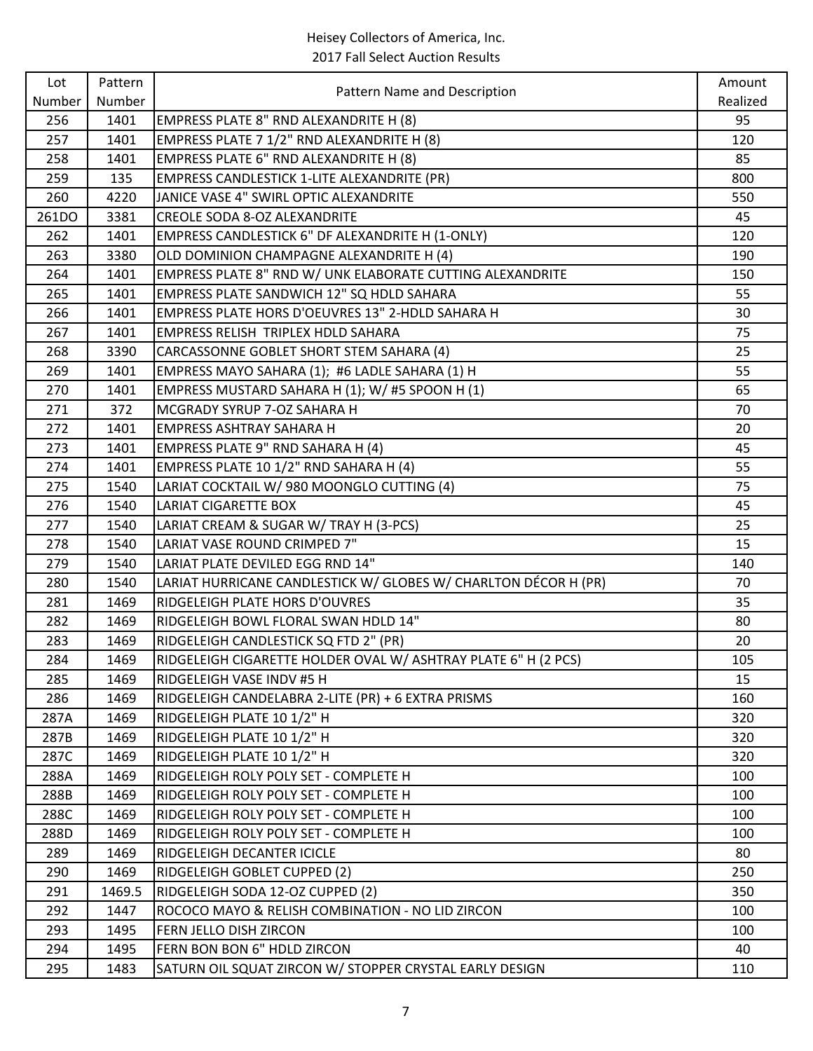Heisey Collectors of America, Inc.
2017 Fall Select Auction Results

| Lot Number | Pattern Number | Pattern Name and Description | Amount Realized |
|---|---|---|---|
| 256 | 1401 | EMPRESS PLATE 8" RND ALEXANDRITE H (8) | 95 |
| 257 | 1401 | EMPRESS PLATE 7 1/2" RND ALEXANDRITE H (8) | 120 |
| 258 | 1401 | EMPRESS PLATE 6" RND ALEXANDRITE H (8) | 85 |
| 259 | 135 | EMPRESS CANDLESTICK 1-LITE ALEXANDRITE (PR) | 800 |
| 260 | 4220 | JANICE VASE 4" SWIRL OPTIC ALEXANDRITE | 550 |
| 261DO | 3381 | CREOLE SODA 8-OZ ALEXANDRITE | 45 |
| 262 | 1401 | EMPRESS CANDLESTICK 6" DF ALEXANDRITE H (1-ONLY) | 120 |
| 263 | 3380 | OLD DOMINION CHAMPAGNE ALEXANDRITE H (4) | 190 |
| 264 | 1401 | EMPRESS PLATE 8" RND W/ UNK ELABORATE CUTTING ALEXANDRITE | 150 |
| 265 | 1401 | EMPRESS PLATE SANDWICH 12" SQ HDLD SAHARA | 55 |
| 266 | 1401 | EMPRESS PLATE HORS D'OEUVRES 13" 2-HDLD SAHARA H | 30 |
| 267 | 1401 | EMPRESS RELISH TRIPLEX HDLD SAHARA | 75 |
| 268 | 3390 | CARCASSONNE GOBLET SHORT STEM SAHARA (4) | 25 |
| 269 | 1401 | EMPRESS MAYO SAHARA (1); #6 LADLE SAHARA (1) H | 55 |
| 270 | 1401 | EMPRESS MUSTARD SAHARA H (1); W/ #5 SPOON H (1) | 65 |
| 271 | 372 | MCGRADY SYRUP 7-OZ SAHARA H | 70 |
| 272 | 1401 | EMPRESS ASHTRAY SAHARA H | 20 |
| 273 | 1401 | EMPRESS PLATE 9" RND SAHARA H (4) | 45 |
| 274 | 1401 | EMPRESS PLATE 10 1/2" RND SAHARA H (4) | 55 |
| 275 | 1540 | LARIAT COCKTAIL W/ 980 MOONGLO CUTTING (4) | 75 |
| 276 | 1540 | LARIAT CIGARETTE BOX | 45 |
| 277 | 1540 | LARIAT CREAM & SUGAR W/ TRAY H (3-PCS) | 25 |
| 278 | 1540 | LARIAT VASE ROUND CRIMPED 7" | 15 |
| 279 | 1540 | LARIAT PLATE DEVILED EGG RND 14" | 140 |
| 280 | 1540 | LARIAT HURRICANE CANDLESTICK W/ GLOBES W/ CHARLTON DÉCOR H (PR) | 70 |
| 281 | 1469 | RIDGELEIGH PLATE HORS D'OUVRES | 35 |
| 282 | 1469 | RIDGELEIGH BOWL FLORAL SWAN HDLD 14" | 80 |
| 283 | 1469 | RIDGELEIGH CANDLESTICK SQ FTD 2" (PR) | 20 |
| 284 | 1469 | RIDGELEIGH CIGARETTE HOLDER OVAL W/ ASHTRAY PLATE 6" H (2 PCS) | 105 |
| 285 | 1469 | RIDGELEIGH VASE INDV #5 H | 15 |
| 286 | 1469 | RIDGELEIGH CANDELABRA 2-LITE (PR) + 6 EXTRA PRISMS | 160 |
| 287A | 1469 | RIDGELEIGH PLATE 10 1/2" H | 320 |
| 287B | 1469 | RIDGELEIGH PLATE 10 1/2" H | 320 |
| 287C | 1469 | RIDGELEIGH PLATE 10 1/2" H | 320 |
| 288A | 1469 | RIDGELEIGH ROLY POLY SET - COMPLETE H | 100 |
| 288B | 1469 | RIDGELEIGH ROLY POLY SET - COMPLETE H | 100 |
| 288C | 1469 | RIDGELEIGH ROLY POLY SET - COMPLETE H | 100 |
| 288D | 1469 | RIDGELEIGH ROLY POLY SET - COMPLETE H | 100 |
| 289 | 1469 | RIDGELEIGH DECANTER ICICLE | 80 |
| 290 | 1469 | RIDGELEIGH GOBLET CUPPED (2) | 250 |
| 291 | 1469.5 | RIDGELEIGH SODA 12-OZ CUPPED (2) | 350 |
| 292 | 1447 | ROCOCO MAYO & RELISH COMBINATION - NO LID ZIRCON | 100 |
| 293 | 1495 | FERN JELLO DISH ZIRCON | 100 |
| 294 | 1495 | FERN BON BON 6" HDLD ZIRCON | 40 |
| 295 | 1483 | SATURN OIL SQUAT ZIRCON W/ STOPPER CRYSTAL EARLY DESIGN | 110 |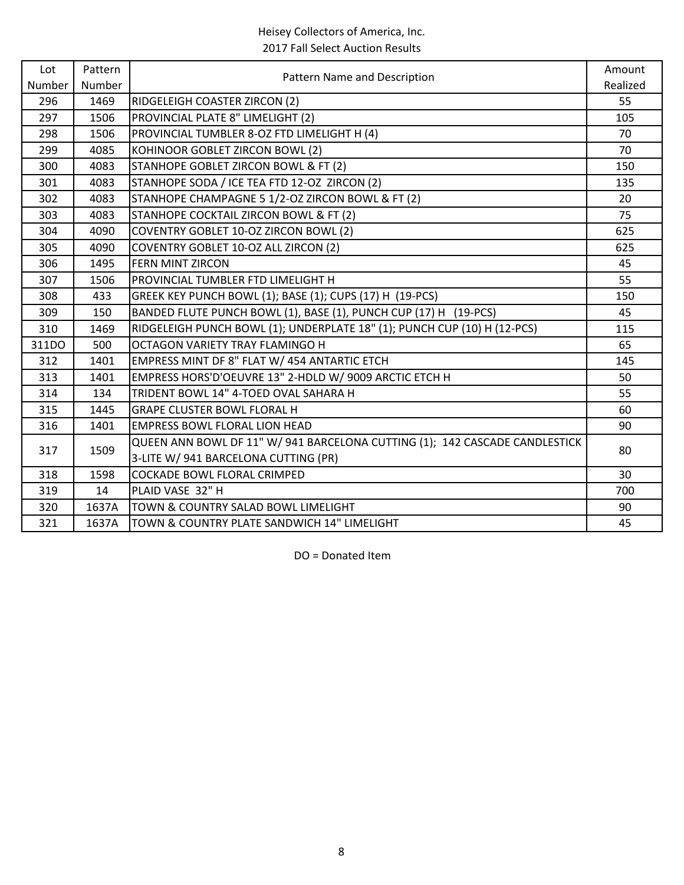| Lot Number | Pattern Number | Pattern Name and Description | Amount Realized |
|---|---|---|---|
| 296 | 1469 | RIDGELEIGH COASTER ZIRCON (2) | 55 |
| 297 | 1506 | PROVINCIAL PLATE 8" LIMELIGHT (2) | 105 |
| 298 | 1506 | PROVINCIAL TUMBLER 8-OZ FTD LIMELIGHT H (4) | 70 |
| 299 | 4085 | KOHINOOR GOBLET ZIRCON BOWL (2) | 70 |
| 300 | 4083 | STANHOPE GOBLET ZIRCON BOWL & FT (2) | 150 |
| 301 | 4083 | STANHOPE SODA / ICE TEA FTD 12-OZ ZIRCON (2) | 135 |
| 302 | 4083 | STANHOPE CHAMPAGNE 5 1/2-OZ ZIRCON BOWL & FT (2) | 20 |
| 303 | 4083 | STANHOPE COCKTAIL ZIRCON BOWL & FT (2) | 75 |
| 304 | 4090 | COVENTRY GOBLET 10-OZ ZIRCON BOWL (2) | 625 |
| 305 | 4090 | COVENTRY GOBLET 10-OZ ALL ZIRCON (2) | 625 |
| 306 | 1495 | FERN MINT ZIRCON | 45 |
| 307 | 1506 | PROVINCIAL TUMBLER FTD LIMELIGHT H | 55 |
| 308 | 433 | GREEK KEY PUNCH BOWL (1); BASE (1); CUPS (17) H (19-PCS) | 150 |
| 309 | 150 | BANDED FLUTE PUNCH BOWL (1), BASE (1), PUNCH CUP (17) H (19-PCS) | 45 |
| 310 | 1469 | RIDGELEIGH PUNCH BOWL (1); UNDERPLATE 18" (1); PUNCH CUP (10) H (12-PCS) | 115 |
| 311DO | 500 | OCTAGON VARIETY TRAY FLAMINGO H | 65 |
| 312 | 1401 | EMPRESS MINT DF 8" FLAT W/ 454 ANTARTIC ETCH | 145 |
| 313 | 1401 | EMPRESS HORS'D'OEUVRE 13" 2-HDLD W/ 9009 ARCTIC ETCH H | 50 |
| 314 | 134 | TRIDENT BOWL 14" 4-TOED OVAL SAHARA H | 55 |
| 315 | 1445 | GRAPE CLUSTER BOWL FLORAL H | 60 |
| 316 | 1401 | EMPRESS BOWL FLORAL LION HEAD | 90 |
| 317 | 1509 | QUEEN ANN BOWL DF 11" W/ 941 BARCELONA CUTTING (1); 142 CASCADE CANDLESTICK 3-LITE W/ 941 BARCELONA CUTTING (PR) | 80 |
| 318 | 1598 | COCKADE BOWL FLORAL CRIMPED | 30 |
| 319 | 14 | PLAID VASE 32" H | 700 |
| 320 | 1637A | TOWN & COUNTRY SALAD BOWL LIMELIGHT | 90 |
| 321 | 1637A | TOWN & COUNTRY PLATE SANDWICH 14" LIMELIGHT | 45 |

DO = Donated Item